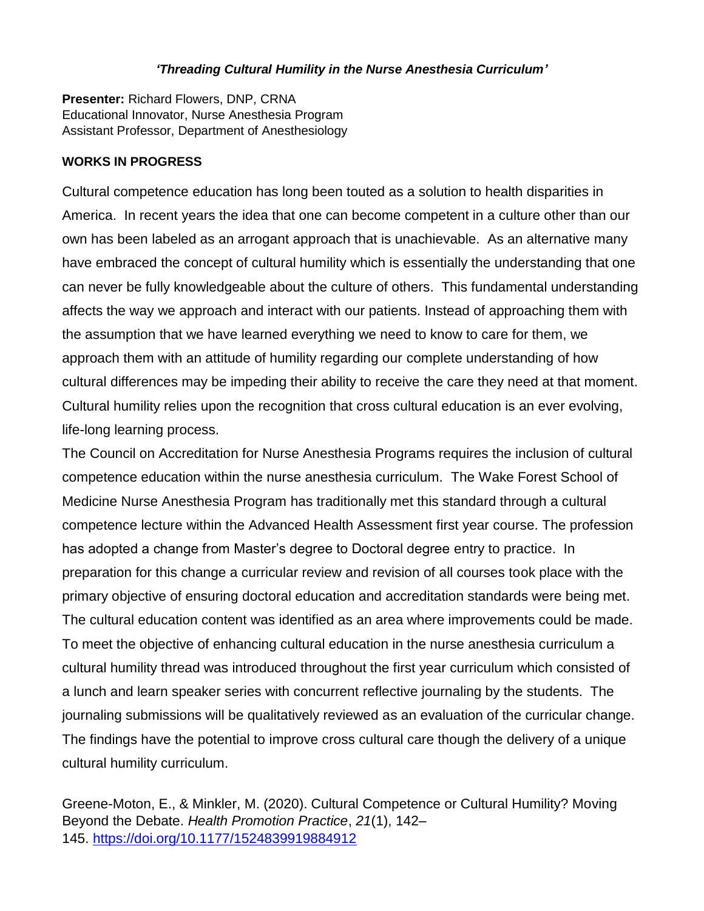*'Threading Cultural Humility in the Nurse Anesthesia Curriculum'*

**Presenter:** Richard Flowers, DNP, CRNA
Educational Innovator, Nurse Anesthesia Program
Assistant Professor, Department of Anesthesiology

**WORKS IN PROGRESS**

Cultural competence education has long been touted as a solution to health disparities in America. In recent years the idea that one can become competent in a culture other than our own has been labeled as an arrogant approach that is unachievable. As an alternative many have embraced the concept of cultural humility which is essentially the understanding that one can never be fully knowledgeable about the culture of others. This fundamental understanding affects the way we approach and interact with our patients. Instead of approaching them with the assumption that we have learned everything we need to know to care for them, we approach them with an attitude of humility regarding our complete understanding of how cultural differences may be impeding their ability to receive the care they need at that moment. Cultural humility relies upon the recognition that cross cultural education is an ever evolving, life-long learning process.

The Council on Accreditation for Nurse Anesthesia Programs requires the inclusion of cultural competence education within the nurse anesthesia curriculum. The Wake Forest School of Medicine Nurse Anesthesia Program has traditionally met this standard through a cultural competence lecture within the Advanced Health Assessment first year course. The profession has adopted a change from Master's degree to Doctoral degree entry to practice. In preparation for this change a curricular review and revision of all courses took place with the primary objective of ensuring doctoral education and accreditation standards were being met. The cultural education content was identified as an area where improvements could be made. To meet the objective of enhancing cultural education in the nurse anesthesia curriculum a cultural humility thread was introduced throughout the first year curriculum which consisted of a lunch and learn speaker series with concurrent reflective journaling by the students. The journaling submissions will be qualitatively reviewed as an evaluation of the curricular change. The findings have the potential to improve cross cultural care though the delivery of a unique cultural humility curriculum.

Greene-Moton, E., & Minkler, M. (2020). Cultural Competence or Cultural Humility? Moving Beyond the Debate. *Health Promotion Practice*, *21*(1), 142–145. https://doi.org/10.1177/1524839919884912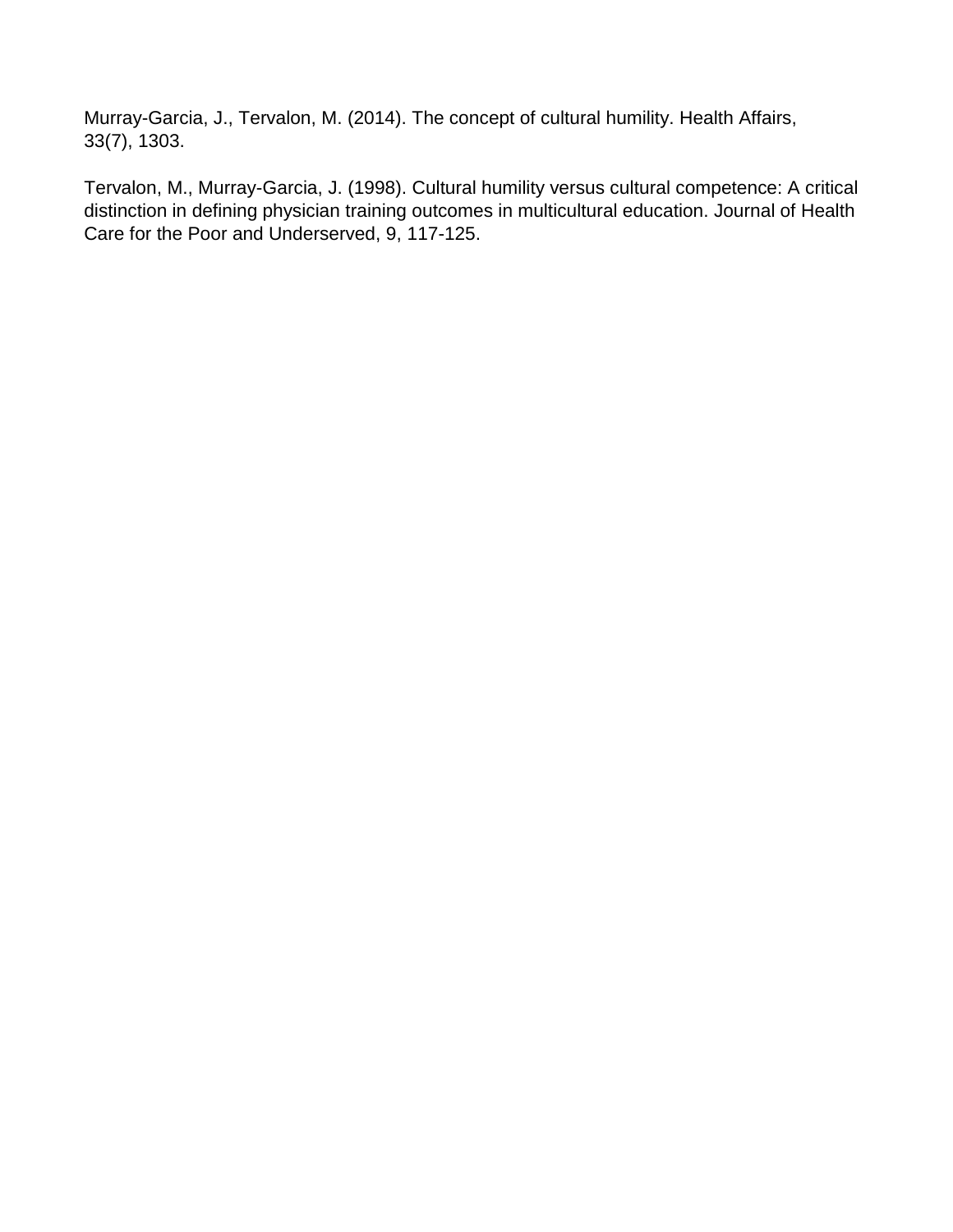Murray-Garcia, J., Tervalon, M. (2014). The concept of cultural humility. Health Affairs, 33(7), 1303.

Tervalon, M., Murray-Garcia, J. (1998). Cultural humility versus cultural competence: A critical distinction in defining physician training outcomes in multicultural education. Journal of Health Care for the Poor and Underserved, 9, 117-125.